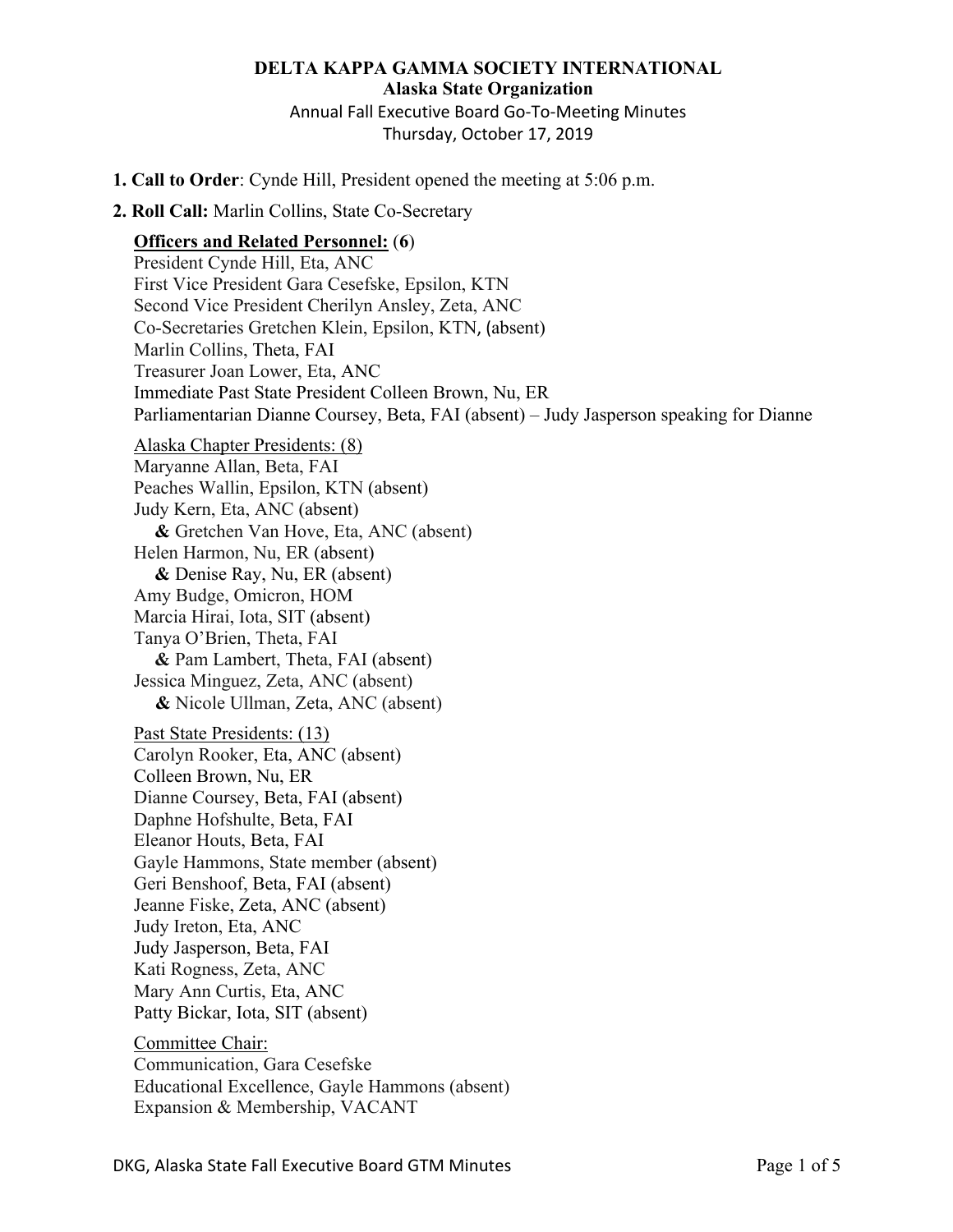**DELTA KAPPA GAMMA SOCIETY INTERNATIONAL**
**Alaska State Organization**
Annual Fall Executive Board Go-To-Meeting Minutes
Thursday, October 17, 2019

**1. Call to Order**: Cynde Hill, President opened the meeting at 5:06 p.m.

**2. Roll Call:** Marlin Collins, State Co-Secretary

**Officers and Related Personnel: (6)**
President Cynde Hill, Eta, ANC
First Vice President Gara Cesefske, Epsilon, KTN
Second Vice President Cherilyn Ansley, Zeta, ANC
Co-Secretaries Gretchen Klein, Epsilon, KTN, (absent)
Marlin Collins, Theta, FAI
Treasurer Joan Lower, Eta, ANC
Immediate Past State President Colleen Brown, Nu, ER
Parliamentarian Dianne Coursey, Beta, FAI (absent) – Judy Jasperson speaking for Dianne

Alaska Chapter Presidents: (8)
Maryanne Allan, Beta, FAI
Peaches Wallin, Epsilon, KTN (absent)
Judy Kern, Eta, ANC (absent)
**&** Gretchen Van Hove, Eta, ANC (absent)
Helen Harmon, Nu, ER (absent)
**&** Denise Ray, Nu, ER (absent)
Amy Budge, Omicron, HOM
Marcia Hirai, Iota, SIT (absent)
Tanya O'Brien, Theta, FAI
**&** Pam Lambert, Theta, FAI (absent)
Jessica Minguez, Zeta, ANC (absent)
**&** Nicole Ullman, Zeta, ANC (absent)

Past State Presidents: (13)
Carolyn Rooker, Eta, ANC (absent)
Colleen Brown, Nu, ER
Dianne Coursey, Beta, FAI (absent)
Daphne Hofshulte, Beta, FAI
Eleanor Houts, Beta, FAI
Gayle Hammons, State member (absent)
Geri Benshoof, Beta, FAI (absent)
Jeanne Fiske, Zeta, ANC (absent)
Judy Ireton, Eta, ANC
Judy Jasperson, Beta, FAI
Kati Rogness, Zeta, ANC
Mary Ann Curtis, Eta, ANC
Patty Bickar, Iota, SIT (absent)

Committee Chair:
Communication, Gara Cesefske
Educational Excellence, Gayle Hammons (absent)
Expansion & Membership, VACANT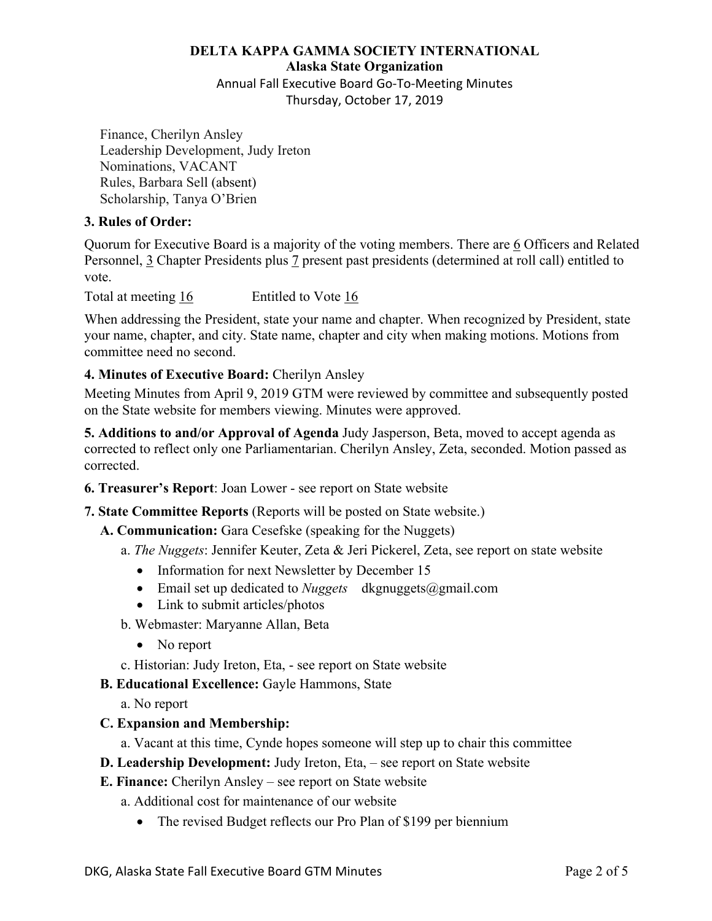**DELTA KAPPA GAMMA SOCIETY INTERNATIONAL**
**Alaska State Organization**
Annual Fall Executive Board Go-To-Meeting Minutes
Thursday, October 17, 2019

Finance, Cherilyn Ansley
Leadership Development, Judy Ireton
Nominations, VACANT
Rules, Barbara Sell (absent)
Scholarship, Tanya O'Brien

**3. Rules of Order:**

Quorum for Executive Board is a majority of the voting members. There are 6 Officers and Related Personnel, 3 Chapter Presidents plus 7 present past presidents (determined at roll call) entitled to vote.

Total at meeting 16 Entitled to Vote 16

When addressing the President, state your name and chapter. When recognized by President, state your name, chapter, and city. State name, chapter and city when making motions. Motions from committee need no second.

**4. Minutes of Executive Board:** Cherilyn Ansley

Meeting Minutes from April 9, 2019 GTM were reviewed by committee and subsequently posted on the State website for members viewing. Minutes were approved.

**5. Additions to and/or Approval of Agenda** Judy Jasperson, Beta, moved to accept agenda as corrected to reflect only one Parliamentarian. Cherilyn Ansley, Zeta, seconded. Motion passed as corrected.

**6. Treasurer's Report**: Joan Lower - see report on State website

**7. State Committee Reports** (Reports will be posted on State website.)

**A. Communication:** Gara Cesefske (speaking for the Nuggets)

a. *The Nuggets*: Jennifer Keuter, Zeta & Jeri Pickerel, Zeta, see report on state website

- Information for next Newsletter by December 15
- Email set up dedicated to *Nuggets* dkgnuggets@gmail.com
- Link to submit articles/photos

b. Webmaster: Maryanne Allan, Beta

- No report

c. Historian: Judy Ireton, Eta, - see report on State website

**B. Educational Excellence:** Gayle Hammons, State

a. No report

**C. Expansion and Membership:**

a. Vacant at this time, Cynde hopes someone will step up to chair this committee

**D. Leadership Development:** Judy Ireton, Eta, – see report on State website

**E. Finance:** Cherilyn Ansley – see report on State website

a. Additional cost for maintenance of our website

- The revised Budget reflects our Pro Plan of $199 per biennium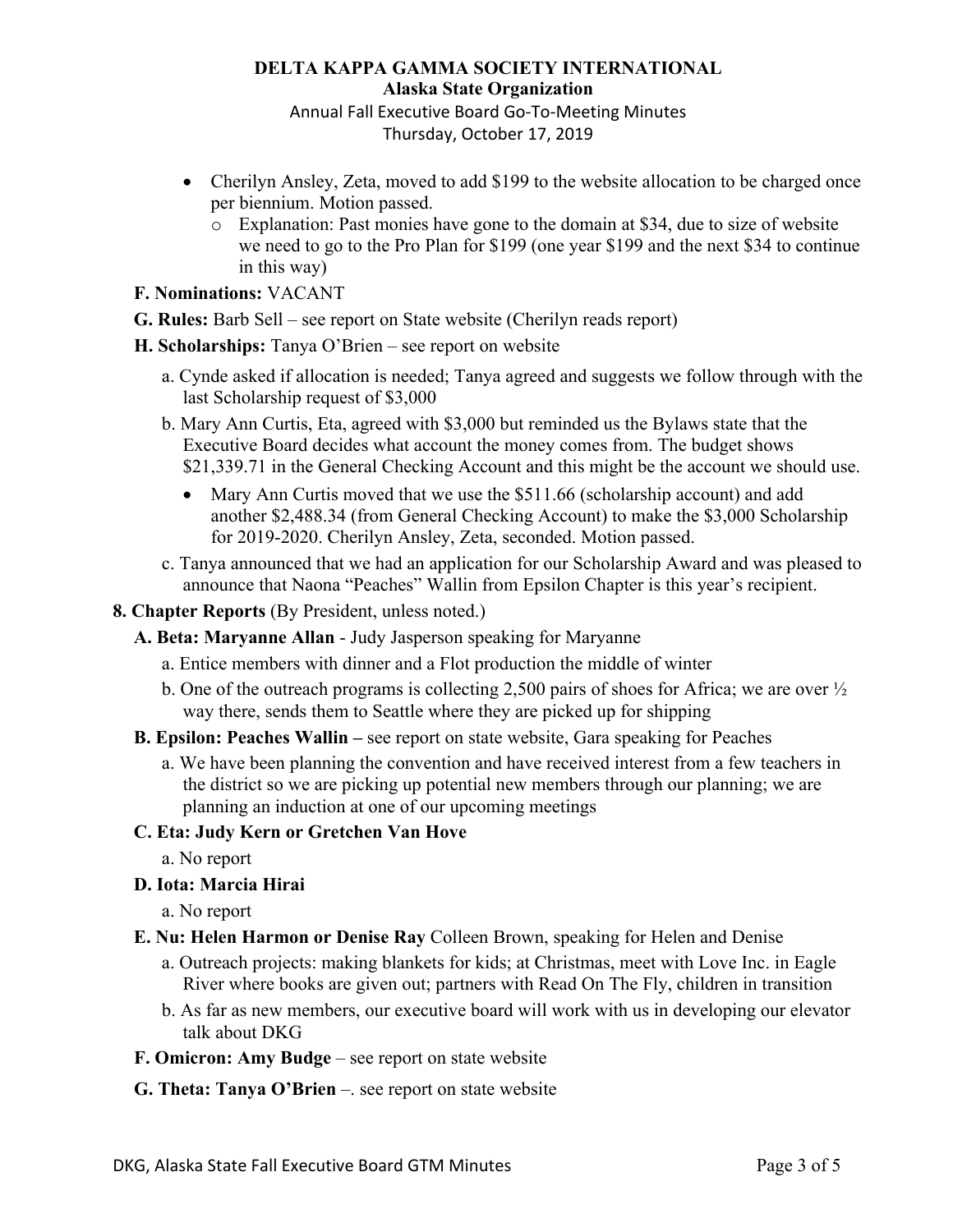**DELTA KAPPA GAMMA SOCIETY INTERNATIONAL**
**Alaska State Organization**
Annual Fall Executive Board Go-To-Meeting Minutes
Thursday, October 17, 2019

- Cherilyn Ansley, Zeta, moved to add $199 to the website allocation to be charged once per biennium. Motion passed.
  - Explanation: Past monies have gone to the domain at $34, due to size of website we need to go to the Pro Plan for $199 (one year $199 and the next $34 to continue in this way)

**F. Nominations:** VACANT

**G. Rules:** Barb Sell – see report on State website (Cherilyn reads report)

**H. Scholarships:** Tanya O'Brien – see report on website

a. Cynde asked if allocation is needed; Tanya agreed and suggests we follow through with the last Scholarship request of $3,000

b. Mary Ann Curtis, Eta, agreed with $3,000 but reminded us the Bylaws state that the Executive Board decides what account the money comes from. The budget shows $21,339.71 in the General Checking Account and this might be the account we should use.

- Mary Ann Curtis moved that we use the $511.66 (scholarship account) and add another $2,488.34 (from General Checking Account) to make the $3,000 Scholarship for 2019-2020. Cherilyn Ansley, Zeta, seconded. Motion passed.

c. Tanya announced that we had an application for our Scholarship Award and was pleased to announce that Naona "Peaches" Wallin from Epsilon Chapter is this year's recipient.

**8. Chapter Reports** (By President, unless noted.)

**A. Beta: Maryanne Allan** - Judy Jasperson speaking for Maryanne

a. Entice members with dinner and a Flot production the middle of winter

b. One of the outreach programs is collecting 2,500 pairs of shoes for Africa; we are over ½ way there, sends them to Seattle where they are picked up for shipping

**B. Epsilon: Peaches Wallin –** see report on state website, Gara speaking for Peaches

a. We have been planning the convention and have received interest from a few teachers in the district so we are picking up potential new members through our planning; we are planning an induction at one of our upcoming meetings

**C. Eta: Judy Kern or Gretchen Van Hove**

a. No report

**D. Iota: Marcia Hirai**

a. No report

**E. Nu: Helen Harmon or Denise Ray** Colleen Brown, speaking for Helen and Denise

a. Outreach projects: making blankets for kids; at Christmas, meet with Love Inc. in Eagle River where books are given out; partners with Read On The Fly, children in transition

b. As far as new members, our executive board will work with us in developing our elevator talk about DKG

**F. Omicron: Amy Budge** – see report on state website

**G. Theta: Tanya O'Brien** –. see report on state website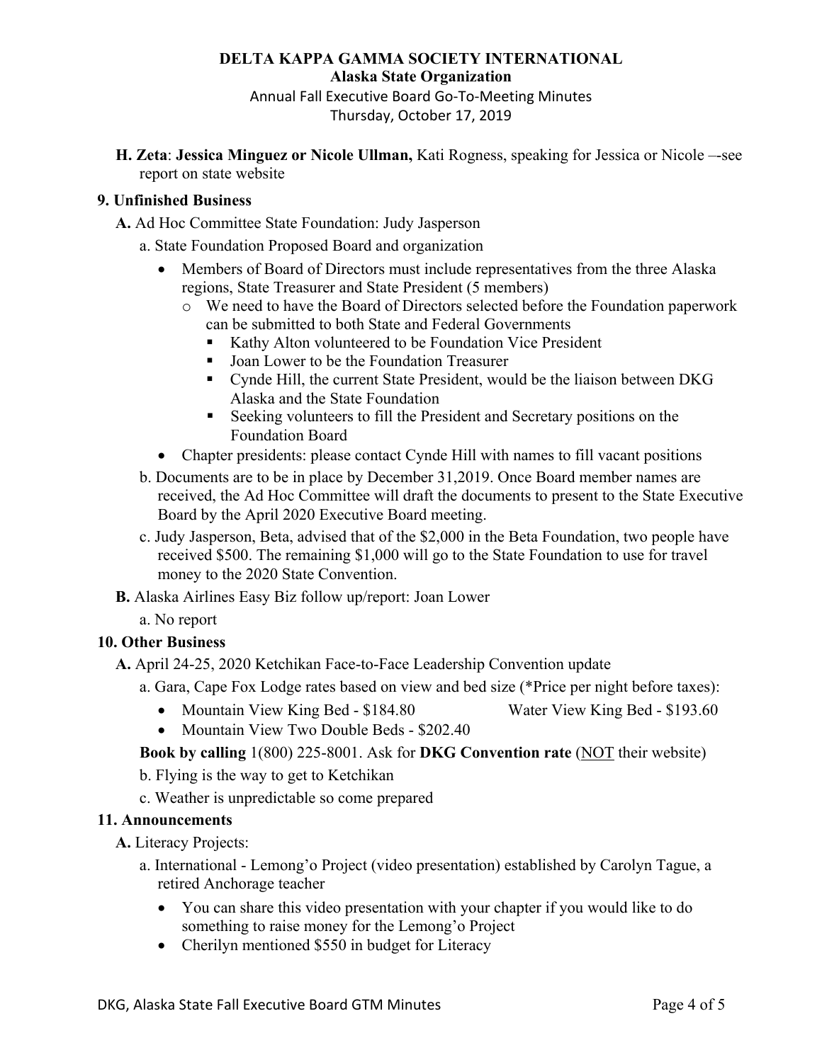**H. Zeta**: **Jessica Minguez or Nicole Ullman,** Kati Rogness, speaking for Jessica or Nicole –-see report on state website

**9. Unfinished Business**

**A.** Ad Hoc Committee State Foundation: Judy Jasperson

a. State Foundation Proposed Board and organization

- Members of Board of Directors must include representatives from the three Alaska regions, State Treasurer and State President (5 members)
  - We need to have the Board of Directors selected before the Foundation paperwork can be submitted to both State and Federal Governments
    - Kathy Alton volunteered to be Foundation Vice President
    - Joan Lower to be the Foundation Treasurer
    - Cynde Hill, the current State President, would be the liaison between DKG Alaska and the State Foundation
    - Seeking volunteers to fill the President and Secretary positions on the Foundation Board
- Chapter presidents: please contact Cynde Hill with names to fill vacant positions

b. Documents are to be in place by December 31,2019. Once Board member names are received, the Ad Hoc Committee will draft the documents to present to the State Executive Board by the April 2020 Executive Board meeting.

c. Judy Jasperson, Beta, advised that of the $2,000 in the Beta Foundation, two people have received $500. The remaining $1,000 will go to the State Foundation to use for travel money to the 2020 State Convention.

**B.** Alaska Airlines Easy Biz follow up/report: Joan Lower

a. No report

**10. Other Business**

**A.** April 24-25, 2020 Ketchikan Face-to-Face Leadership Convention update

a. Gara, Cape Fox Lodge rates based on view and bed size (*Price per night before taxes):

- Mountain View King Bed - $184.80 Water View King Bed - $193.60
- Mountain View Two Double Beds - $202.40

**Book by calling** 1(800) 225-8001. Ask for **DKG Convention rate** (NOT their website)

b. Flying is the way to get to Ketchikan

c. Weather is unpredictable so come prepared

**11. Announcements**

**A.** Literacy Projects:

a. International - Lemong'o Project (video presentation) established by Carolyn Tague, a retired Anchorage teacher

- You can share this video presentation with your chapter if you would like to do something to raise money for the Lemong'o Project
- Cherilyn mentioned $550 in budget for Literacy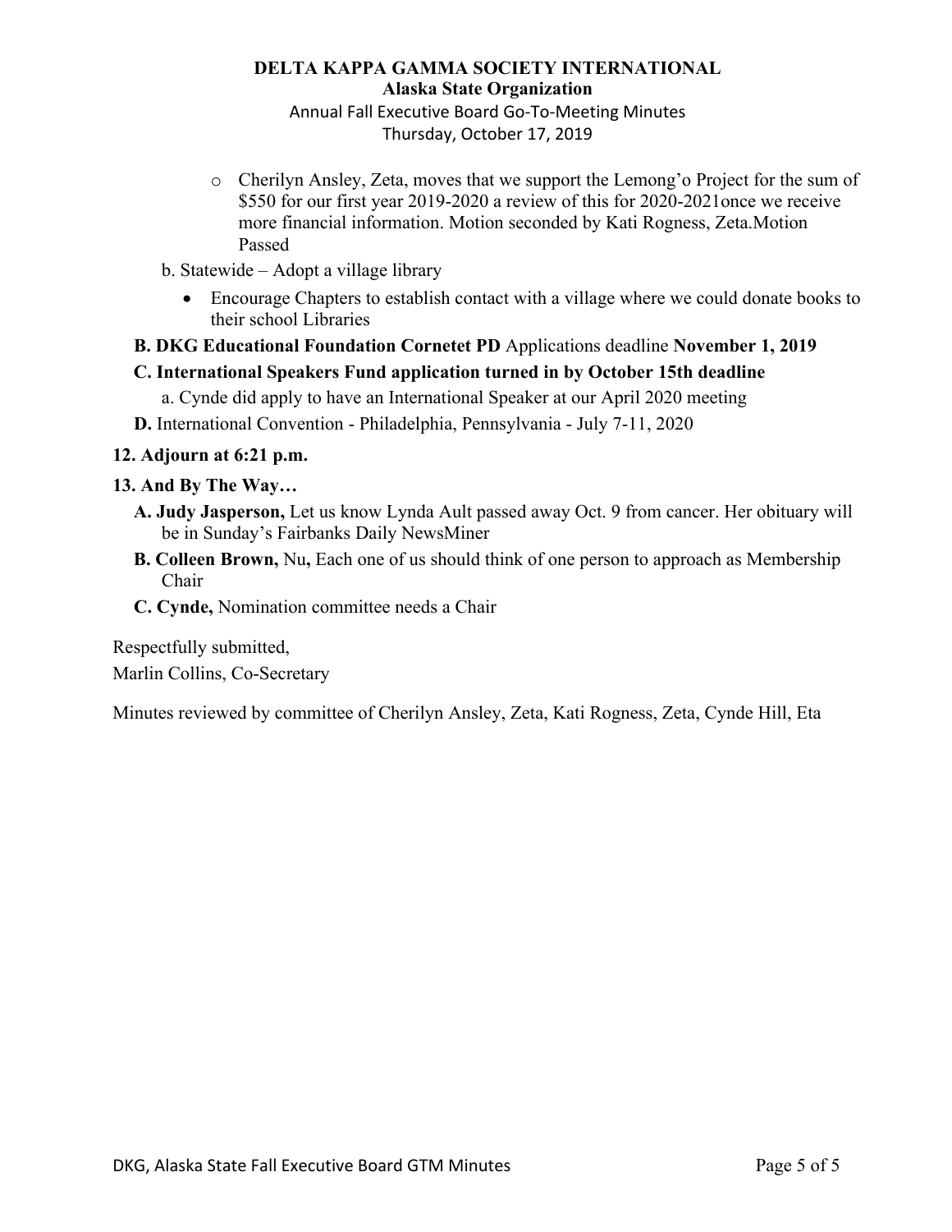- Cherilyn Ansley, Zeta, moves that we support the Lemong'o Project for the sum of $550 for our first year 2019-2020 a review of this for 2020-2021once we receive more financial information. Motion seconded by Kati Rogness, Zeta.Motion Passed

b. Statewide – Adopt a village library

- Encourage Chapters to establish contact with a village where we could donate books to their school Libraries

**B. DKG Educational Foundation Cornetet PD** Applications deadline **November 1, 2019**

**C. International Speakers Fund application turned in by October 15th deadline**

a. Cynde did apply to have an International Speaker at our April 2020 meeting

**D.** International Convention - Philadelphia, Pennsylvania - July 7-11, 2020

**12. Adjourn at 6:21 p.m.**

**13. And By The Way…**

**A. Judy Jasperson,** Let us know Lynda Ault passed away Oct. 9 from cancer. Her obituary will be in Sunday's Fairbanks Daily NewsMiner

**B. Colleen Brown,** Nu**,** Each one of us should think of one person to approach as Membership Chair

**C. Cynde,** Nomination committee needs a Chair

Respectfully submitted,
Marlin Collins, Co-Secretary

Minutes reviewed by committee of Cherilyn Ansley, Zeta, Kati Rogness, Zeta, Cynde Hill, Eta